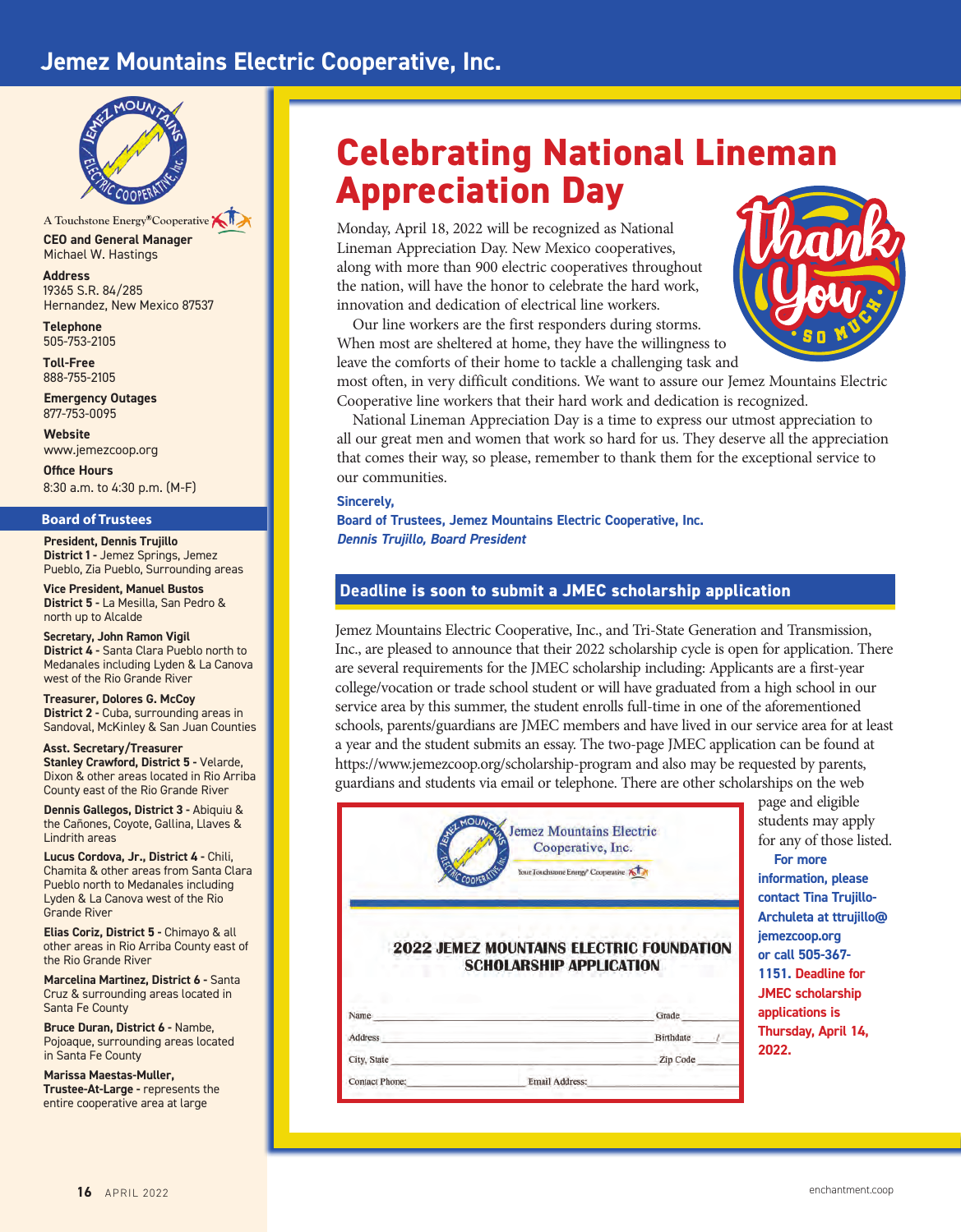# Jemez Mountains Electric Cooperative, Inc.

A Touchstone Energy® Cooperative

**CEO and General Manager**
Michael W. Hastings

**Address**
19365 S.R. 84/285
Hernandez, New Mexico 87537

**Telephone**
505-753-2105

**Toll-Free**
888-755-2105

**Emergency Outages**
877-753-0095

**Website**
www.jemezcoop.org

**Office Hours**
8:30 a.m. to 4:30 p.m. (M-F)

## Board of Trustees

**President, Dennis Trujillo**
**District 1 -** Jemez Springs, Jemez Pueblo, Zia Pueblo, Surrounding areas

**Vice President, Manuel Bustos**
**District 5 -** La Mesilla, San Pedro & north up to Alcalde

**Secretary, John Ramon Vigil**
**District 4 -** Santa Clara Pueblo north to Medanales including Lyden & La Canova west of the Rio Grande River

**Treasurer, Dolores G. McCoy**
**District 2 -** Cuba, surrounding areas in Sandoval, McKinley & San Juan Counties

**Asst. Secretary/Treasurer**
**Stanley Crawford, District 5 -** Velarde, Dixon & other areas located in Rio Arriba County east of the Rio Grande River

**Dennis Gallegos, District 3 -** Abiquiu & the Cañones, Coyote, Gallina, Llaves & Lindrith areas

**Lucus Cordova, Jr., District 4 -** Chili, Chamita & other areas from Santa Clara Pueblo north to Medanales including Lyden & La Canova west of the Rio Grande River

**Elias Coriz, District 5 -** Chimayo & all other areas in Rio Arriba County east of the Rio Grande River

**Marcelina Martinez, District 6 -** Santa Cruz & surrounding areas located in Santa Fe County

**Bruce Duran, District 6 -** Nambe, Pojoaque, surrounding areas located in Santa Fe County

**Marissa Maestas-Muller, Trustee-At-Large -** represents the entire cooperative area at large

# Celebrating National Lineman Appreciation Day

Monday, April 18, 2022 will be recognized as National Lineman Appreciation Day. New Mexico cooperatives, along with more than 900 electric cooperatives throughout the nation, will have the honor to celebrate the hard work, innovation and dedication of electrical line workers.

Our line workers are the first responders during storms. When most are sheltered at home, they have the willingness to leave the comforts of their home to tackle a challenging task and most often, in very difficult conditions. We want to assure our Jemez Mountains Electric Cooperative line workers that their hard work and dedication is recognized.

National Lineman Appreciation Day is a time to express our utmost appreciation to all our great men and women that work so hard for us. They deserve all the appreciation that comes their way, so please, remember to thank them for the exceptional service to our communities.

**Sincerely,**
**Board of Trustees, Jemez Mountains Electric Cooperative, Inc.**
***Dennis Trujillo, Board President***

## Deadline is soon to submit a JMEC scholarship application

Jemez Mountains Electric Cooperative, Inc., and Tri-State Generation and Transmission, Inc., are pleased to announce that their 2022 scholarship cycle is open for application. There are several requirements for the JMEC scholarship including: Applicants are a first-year college/vocation or trade school student or will have graduated from a high school in our service area by this summer, the student enrolls full-time in one of the aforementioned schools, parents/guardians are JMEC members and have lived in our service area for at least a year and the student submits an essay. The two-page JMEC application can be found at https://www.jemezcoop.org/scholarship-program and also may be requested by parents, guardians and students via email or telephone. There are other scholarships on the web page and eligible students may apply for any of those listed.

**For more information, please contact Tina Trujillo-Archuleta at ttrujillo@jemezcoop.org or call 505-367-1151. Deadline for JMEC scholarship applications is Thursday, April 14, 2022.**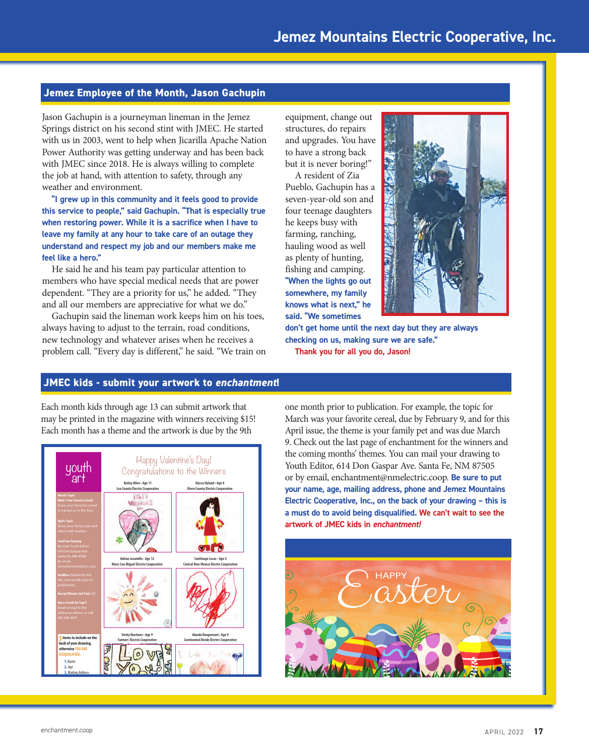## Jemez Employee of the Month, Jason Gachupin

Jason Gachupin is a journeyman lineman in the Jemez Springs district on his second stint with JMEC. He started with us in 2003, went to help when Jicarilla Apache Nation Power Authority was getting underway and has been back with JMEC since 2018. He is always willing to complete the job at hand, with attention to safety, through any weather and environment.

**"I grew up in this community and it feels good to provide this service to people," said Gachupin. "That is especially true when restoring power. While it is a sacrifice when I have to leave my family at any hour to take care of an outage they understand and respect my job and our members make me feel like a hero."**

He said he and his team pay particular attention to members who have special medical needs that are power dependent. "They are a priority for us," he added. "They and all our members are appreciative for what we do."

Gachupin said the lineman work keeps him on his toes, always having to adjust to the terrain, road conditions, new technology and whatever arises when he receives a problem call. "Every day is different," he said. "We train on equipment, change out structures, do repairs and upgrades. You have to have a strong back but it is never boring!"

A resident of Zia Pueblo, Gachupin has a seven-year-old son and four teenage daughters he keeps busy with farming, ranching, hauling wood as well as plenty of hunting, fishing and camping. **"When the lights go out somewhere, my family knows what is next," he said. "We sometimes don't get home until the next day but they are always checking on us, making sure we are safe."**

**Thank you for all you do, Jason!**

## JMEC kids - submit your artwork to *enchantment*!

Each month kids through age 13 can submit artwork that may be printed in the magazine with winners receiving $15! Each month has a theme and the artwork is due by the 9th one month prior to publication. For example, the topic for March was your favorite cereal, due by February 9, and for this April issue, the theme is your family pet and was due March 9. Check out the last page of enchantment for the winners and the coming months' themes. You can mail your drawing to Youth Editor, 614 Don Gaspar Ave. Santa Fe, NM 87505 or by email, enchantment@nmelectric.coop. **Be sure to put your name, age, mailing address, phone and Jemez Mountains Electric Cooperative, Inc., on the back of your drawing – this is a must do to avoid being disqualified. We can't wait to see the artwork of JMEC kids in *enchantment!***